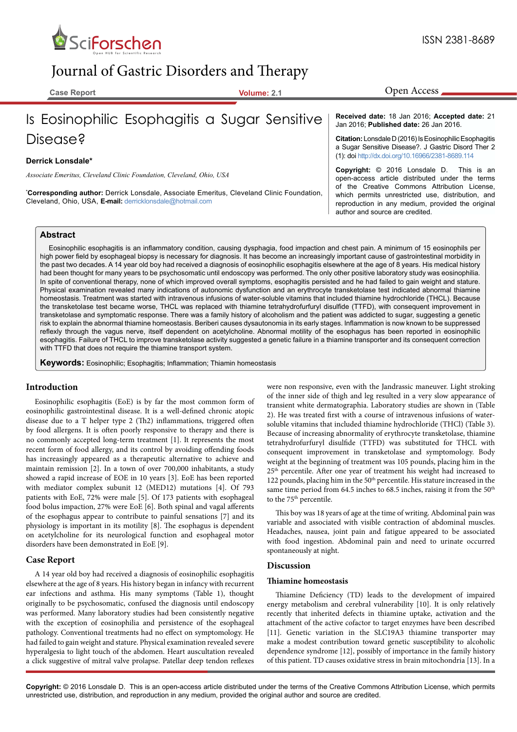# Is Eosinophilic Esophagitis a Sugar Sensitive Disease?

**Derrick Lonsdale***

*Associate Emeritus, Cleveland Clinic Foundation, Cleveland, Ohio, USA*

*Corresponding author: Derrick Lonsdale, Associate Emeritus, Cleveland Clinic Foundation, Cleveland, Ohio, USA, **E-mail:** derricklonsdale@hotmail.com

**Received date:** 18 Jan 2016; **Accepted date:** 21 Jan 2016; **Published date:** 26 Jan 2016.

**Citation:** Lonsdale D (2016) Is Eosinophilic Esophagitis a Sugar Sensitive Disease?. J Gastric Disord Ther 2 (1): doi http://dx.doi.org/10.16966/2381-8689.114

**Copyright:** © 2016 Lonsdale D. This is an open-access article distributed under the terms of the Creative Commons Attribution License, which permits unrestricted use, distribution, and reproduction in any medium, provided the original author and source are credited.

## Abstract

Eosinophilic esophagitis is an inflammatory condition, causing dysphagia, food impaction and chest pain. A minimum of 15 eosinophils per high power field by esophageal biopsy is necessary for diagnosis. It has become an increasingly important cause of gastrointestinal morbidity in the past two decades. A 14 year old boy had received a diagnosis of eosinophilic esophagitis elsewhere at the age of 8 years. His medical history had been thought for many years to be psychosomatic until endoscopy was performed. The only other positive laboratory study was eosinophilia. In spite of conventional therapy, none of which improved overall symptoms, esophagitis persisted and he had failed to gain weight and stature. Physical examination revealed many indications of autonomic dysfunction and an erythrocyte transketolase test indicated abnormal thiamine homeostasis. Treatment was started with intravenous infusions of water-soluble vitamins that included thiamine hydrochloride (THCL). Because the transketolase test became worse, THCL was replaced with thiamine tetrahydrofurfuryl disulfide (TTFD), with consequent improvement in transketolase and symptomatic response. There was a family history of alcoholism and the patient was addicted to sugar, suggesting a genetic risk to explain the abnormal thiamine homeostasis. Beriberi causes dysautonomia in its early stages. Inflammation is now known to be suppressed reflexly through the vagus nerve, itself dependent on acetylcholine. Abnormal motility of the esophagus has been reported in eosinophilic esophagitis. Failure of THCL to improve transketolase activity suggested a genetic failure in a thiamine transporter and its consequent correction with TTFD that does not require the thiamine transport system.

**Keywords:** Eosinophilic; Esophagitis; Inflammation; Thiamin homeostasis

## Introduction

Eosinophilic esophagitis (EoE) is by far the most common form of eosinophilic gastrointestinal disease. It is a well-defined chronic atopic disease due to a T helper type 2 (Th2) inflammations, triggered often by food allergens. It is often poorly responsive to therapy and there is no commonly accepted long-term treatment [1]. It represents the most recent form of food allergy, and its control by avoiding offending foods has increasingly appeared as a therapeutic alternative to achieve and maintain remission [2]. In a town of over 700,000 inhabitants, a study showed a rapid increase of EOE in 10 years [3]. EoE has been reported with mediator complex subunit 12 (MED12) mutations [4]. Of 793 patients with EoE, 72% were male [5]. Of 173 patients with esophageal food bolus impaction, 27% were EoE [6]. Both spinal and vagal afferents of the esophagus appear to contribute to painful sensations [7] and its physiology is important in its motility [8]. The esophagus is dependent on acetylcholine for its neurological function and esophageal motor disorders have been demonstrated in EoE [9].

## Case Report

A 14 year old boy had received a diagnosis of eosinophilic esophagitis elsewhere at the age of 8 years. His history began in infancy with recurrent ear infections and asthma. His many symptoms (Table 1), thought originally to be psychosomatic, confused the diagnosis until endoscopy was performed. Many laboratory studies had been consistently negative with the exception of eosinophilia and persistence of the esophageal pathology. Conventional treatments had no effect on symptomology. He had failed to gain weight and stature. Physical examination revealed severe hyperalgesia to light touch of the abdomen. Heart auscultation revealed a click suggestive of mitral valve prolapse. Patellar deep tendon reflexes were non responsive, even with the Jandrassic maneuver. Light stroking of the inner side of thigh and leg resulted in a very slow appearance of transient white dermatographia. Laboratory studies are shown in (Table 2). He was treated first with a course of intravenous infusions of water-soluble vitamins that included thiamine hydrochloride (THCl) (Table 3). Because of increasing abnormality of erythrocyte transketolase, thiamine tetrahydrofurfuryl disulfide (TTFD) was substituted for THCL with consequent improvement in transketolase and symptomology. Body weight at the beginning of treatment was 105 pounds, placing him in the 25th percentile. After one year of treatment his weight had increased to 122 pounds, placing him in the 50th percentile. His stature increased in the same time period from 64.5 inches to 68.5 inches, raising it from the 50th to the 75th percentile.

This boy was 18 years of age at the time of writing. Abdominal pain was variable and associated with visible contraction of abdominal muscles. Headaches, nausea, joint pain and fatigue appeared to be associated with food ingestion. Abdominal pain and need to urinate occurred spontaneously at night.

## Discussion

### Thiamine homeostasis

Thiamine Deficiency (TD) leads to the development of impaired energy metabolism and cerebral vulnerability [10]. It is only relatively recently that inherited defects in thiamine uptake, activation and the attachment of the active cofactor to target enzymes have been described [11]. Genetic variation in the SLC19A3 thiamine transporter may make a modest contribution toward genetic susceptibility to alcoholic dependence syndrome [12], possibly of importance in the family history of this patient. TD causes oxidative stress in brain mitochondria [13]. In a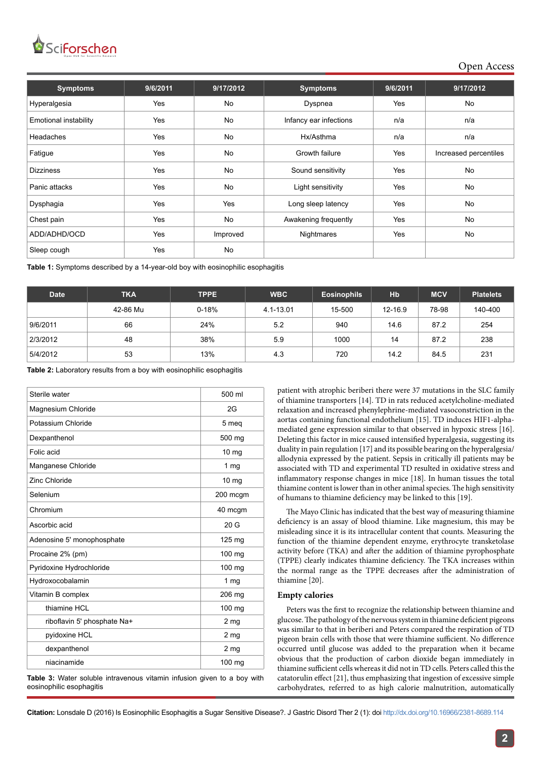| Symptoms | 9/6/2011 | 9/17/2012 | Symptoms | 9/6/2011 | 9/17/2012 |
|---|---|---|---|---|---|
| Hyperalgesia | Yes | No | Dyspnea | Yes | No |
| Emotional instability | Yes | No | Infancy ear infections | n/a | n/a |
| Headaches | Yes | No | Hx/Asthma | n/a | n/a |
| Fatigue | Yes | No | Growth failure | Yes | Increased percentiles |
| Dizziness | Yes | No | Sound sensitivity | Yes | No |
| Panic attacks | Yes | No | Light sensitivity | Yes | No |
| Dysphagia | Yes | Yes | Long sleep latency | Yes | No |
| Chest pain | Yes | No | Awakening frequently | Yes | No |
| ADD/ADHD/OCD | Yes | Improved | Nightmares | Yes | No |
| Sleep cough | Yes | No | | | |

**Table 1:** Symptoms described by a 14-year-old boy with eosinophilic esophagitis

| Date | TKA | TPPE | WBC | Eosinophils | Hb | MCV | Platelets |
|---|---|---|---|---|---|---|---|
| | 42-86 Mu | 0-18% | 4.1-13.01 | 15-500 | 12-16.9 | 78-98 | 140-400 |
| 9/6/2011 | 66 | 24% | 5.2 | 940 | 14.6 | 87.2 | 254 |
| 2/3/2012 | 48 | 38% | 5.9 | 1000 | 14 | 87.2 | 238 |
| 5/4/2012 | 53 | 13% | 4.3 | 720 | 14.2 | 84.5 | 231 |

**Table 2:** Laboratory results from a boy with eosinophilic esophagitis

| | |
|---|---|
| Sterile water | 500 ml |
| Magnesium Chloride | 2G |
| Potassium Chloride | 5 meq |
| Dexpanthenol | 500 mg |
| Folic acid | 10 mg |
| Manganese Chloride | 1 mg |
| Zinc Chloride | 10 mg |
| Selenium | 200 mcgm |
| Chromium | 40 mcgm |
| Ascorbic acid | 20 G |
| Adenosine 5' monophosphate | 125 mg |
| Procaine 2% (pm) | 100 mg |
| Pyridoxine Hydrochloride | 100 mg |
| Hydroxocobalamin | 1 mg |
| Vitamin B complex | 206 mg |
| thiamine HCL | 100 mg |
| riboflavin 5' phosphate Na+ | 2 mg |
| pyidoxine HCL | 2 mg |
| dexpanthenol | 2 mg |
| niacinamide | 100 mg |

**Table 3:** Water soluble intravenous vitamin infusion given to a boy with eosinophilic esophagitis

patient with atrophic beriberi there were 37 mutations in the SLC family of thiamine transporters [14]. TD in rats reduced acetylcholine-mediated relaxation and increased phenylephrine-mediated vasoconstriction in the aortas containing functional endothelium [15]. TD induces HIF1-alpha-mediated gene expression similar to that observed in hypoxic stress [16]. Deleting this factor in mice caused intensified hyperalgesia, suggesting its duality in pain regulation [17] and its possible bearing on the hyperalgesia/allodynia expressed by the patient. Sepsis in critically ill patients may be associated with TD and experimental TD resulted in oxidative stress and inflammatory response changes in mice [18]. In human tissues the total thiamine content is lower than in other animal species. The high sensitivity of humans to thiamine deficiency may be linked to this [19].

The Mayo Clinic has indicated that the best way of measuring thiamine deficiency is an assay of blood thiamine. Like magnesium, this may be misleading since it is its intracellular content that counts. Measuring the function of the thiamine dependent enzyme, erythrocyte transketolase activity before (TKA) and after the addition of thiamine pyrophosphate (TPPE) clearly indicates thiamine deficiency. The TKA increases within the normal range as the TPPE decreases after the administration of thiamine [20].

## Empty calories

Peters was the first to recognize the relationship between thiamine and glucose. The pathology of the nervous system in thiamine deficient pigeons was similar to that in beriberi and Peters compared the respiration of TD pigeon brain cells with those that were thiamine sufficient. No difference occurred until glucose was added to the preparation when it became obvious that the production of carbon dioxide began immediately in thiamine sufficient cells whereas it did not in TD cells. Peters called this the catatorulin effect [21], thus emphasizing that ingestion of excessive simple carbohydrates, referred to as high calorie malnutrition, automatically

**Citation:** Lonsdale D (2016) Is Eosinophilic Esophagitis a Sugar Sensitive Disease?. J Gastric Disord Ther 2 (1): doi http://dx.doi.org/10.16966/2381-8689.114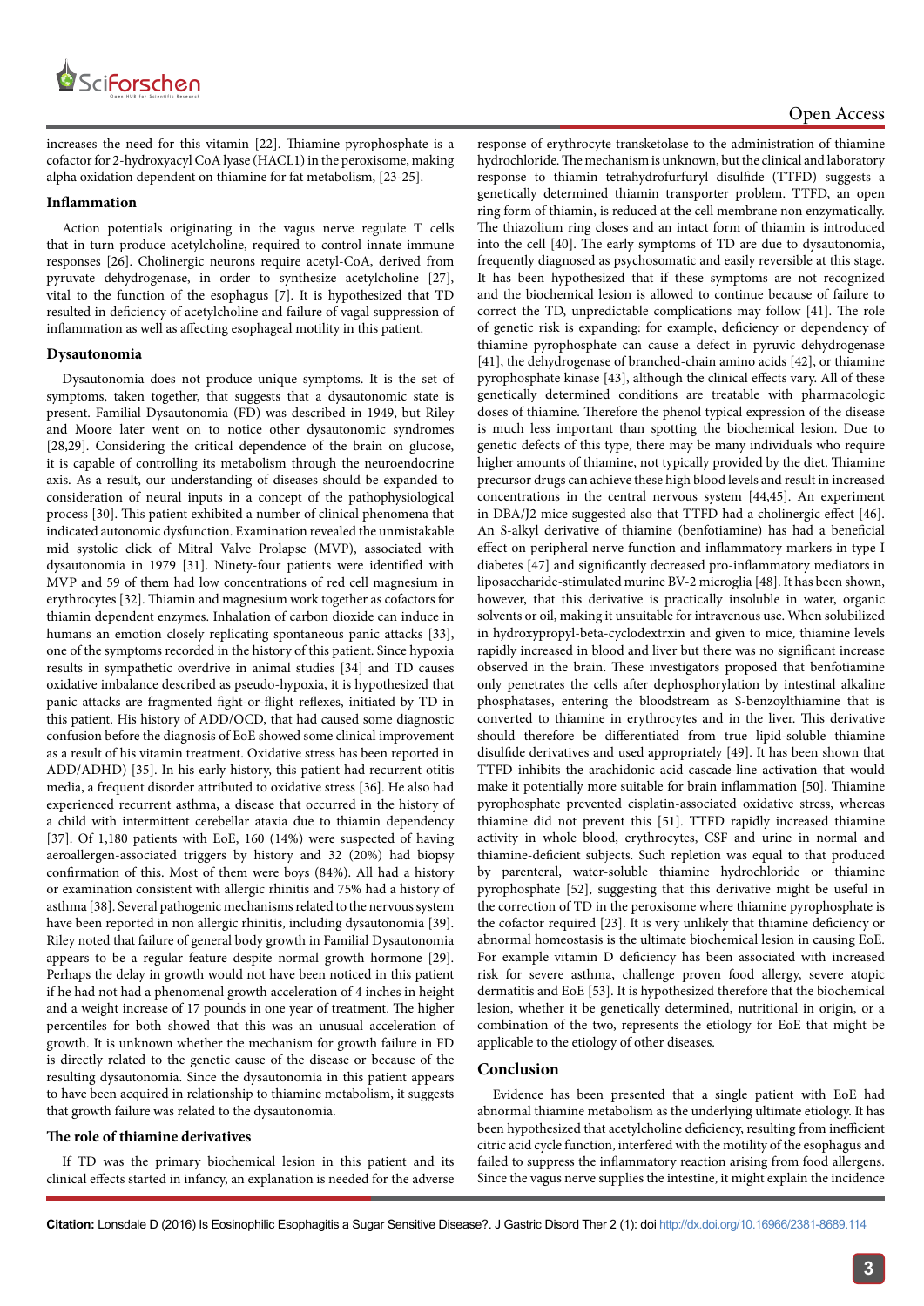increases the need for this vitamin [22]. Thiamine pyrophosphate is a cofactor for 2-hydroxyacyl CoA lyase (HACL1) in the peroxisome, making alpha oxidation dependent on thiamine for fat metabolism, [23-25].

### Inflammation

Action potentials originating in the vagus nerve regulate T cells that in turn produce acetylcholine, required to control innate immune responses [26]. Cholinergic neurons require acetyl-CoA, derived from pyruvate dehydrogenase, in order to synthesize acetylcholine [27], vital to the function of the esophagus [7]. It is hypothesized that TD resulted in deficiency of acetylcholine and failure of vagal suppression of inflammation as well as affecting esophageal motility in this patient.

### Dysautonomia

Dysautonomia does not produce unique symptoms. It is the set of symptoms, taken together, that suggests that a dysautonomic state is present. Familial Dysautonomia (FD) was described in 1949, but Riley and Moore later went on to notice other dysautonomic syndromes [28,29]. Considering the critical dependence of the brain on glucose, it is capable of controlling its metabolism through the neuroendocrine axis. As a result, our understanding of diseases should be expanded to consideration of neural inputs in a concept of the pathophysiological process [30]. This patient exhibited a number of clinical phenomena that indicated autonomic dysfunction. Examination revealed the unmistakable mid systolic click of Mitral Valve Prolapse (MVP), associated with dysautonomia in 1979 [31]. Ninety-four patients were identified with MVP and 59 of them had low concentrations of red cell magnesium in erythrocytes [32]. Thiamin and magnesium work together as cofactors for thiamin dependent enzymes. Inhalation of carbon dioxide can induce in humans an emotion closely replicating spontaneous panic attacks [33], one of the symptoms recorded in the history of this patient. Since hypoxia results in sympathetic overdrive in animal studies [34] and TD causes oxidative imbalance described as pseudo-hypoxia, it is hypothesized that panic attacks are fragmented fight-or-flight reflexes, initiated by TD in this patient. His history of ADD/OCD, that had caused some diagnostic confusion before the diagnosis of EoE showed some clinical improvement as a result of his vitamin treatment. Oxidative stress has been reported in ADD/ADHD) [35]. In his early history, this patient had recurrent otitis media, a frequent disorder attributed to oxidative stress [36]. He also had experienced recurrent asthma, a disease that occurred in the history of a child with intermittent cerebellar ataxia due to thiamin dependency [37]. Of 1,180 patients with EoE, 160 (14%) were suspected of having aeroallergen-associated triggers by history and 32 (20%) had biopsy confirmation of this. Most of them were boys (84%). All had a history or examination consistent with allergic rhinitis and 75% had a history of asthma [38]. Several pathogenic mechanisms related to the nervous system have been reported in non allergic rhinitis, including dysautonomia [39]. Riley noted that failure of general body growth in Familial Dysautonomia appears to be a regular feature despite normal growth hormone [29]. Perhaps the delay in growth would not have been noticed in this patient if he had not had a phenomenal growth acceleration of 4 inches in height and a weight increase of 17 pounds in one year of treatment. The higher percentiles for both showed that this was an unusual acceleration of growth. It is unknown whether the mechanism for growth failure in FD is directly related to the genetic cause of the disease or because of the resulting dysautonomia. Since the dysautonomia in this patient appears to have been acquired in relationship to thiamine metabolism, it suggests that growth failure was related to the dysautonomia.

### The role of thiamine derivatives

If TD was the primary biochemical lesion in this patient and its clinical effects started in infancy, an explanation is needed for the adverse response of erythrocyte transketolase to the administration of thiamine hydrochloride. The mechanism is unknown, but the clinical and laboratory response to thiamin tetrahydrofurfuryl disulfide (TTFD) suggests a genetically determined thiamin transporter problem. TTFD, an open ring form of thiamin, is reduced at the cell membrane non enzymatically. The thiazolium ring closes and an intact form of thiamin is introduced into the cell [40]. The early symptoms of TD are due to dysautonomia, frequently diagnosed as psychosomatic and easily reversible at this stage. It has been hypothesized that if these symptoms are not recognized and the biochemical lesion is allowed to continue because of failure to correct the TD, unpredictable complications may follow [41]. The role of genetic risk is expanding: for example, deficiency or dependency of thiamine pyrophosphate can cause a defect in pyruvic dehydrogenase [41], the dehydrogenase of branched-chain amino acids [42], or thiamine pyrophosphate kinase [43], although the clinical effects vary. All of these genetically determined conditions are treatable with pharmacologic doses of thiamine. Therefore the phenol typical expression of the disease is much less important than spotting the biochemical lesion. Due to genetic defects of this type, there may be many individuals who require higher amounts of thiamine, not typically provided by the diet. Thiamine precursor drugs can achieve these high blood levels and result in increased concentrations in the central nervous system [44,45]. An experiment in DBA/J2 mice suggested also that TTFD had a cholinergic effect [46]. An S-alkyl derivative of thiamine (benfotiamine) has had a beneficial effect on peripheral nerve function and inflammatory markers in type I diabetes [47] and significantly decreased pro-inflammatory mediators in liposaccharide-stimulated murine BV-2 microglia [48]. It has been shown, however, that this derivative is practically insoluble in water, organic solvents or oil, making it unsuitable for intravenous use. When solubilized in hydroxypropyl-beta-cyclodextrxin and given to mice, thiamine levels rapidly increased in blood and liver but there was no significant increase observed in the brain. These investigators proposed that benfotiamine only penetrates the cells after dephosphorylation by intestinal alkaline phosphatases, entering the bloodstream as S-benzoylthiamine that is converted to thiamine in erythrocytes and in the liver. This derivative should therefore be differentiated from true lipid-soluble thiamine disulfide derivatives and used appropriately [49]. It has been shown that TTFD inhibits the arachidonic acid cascade-line activation that would make it potentially more suitable for brain inflammation [50]. Thiamine pyrophosphate prevented cisplatin-associated oxidative stress, whereas thiamine did not prevent this [51]. TTFD rapidly increased thiamine activity in whole blood, erythrocytes, CSF and urine in normal and thiamine-deficient subjects. Such repletion was equal to that produced by parenteral, water-soluble thiamine hydrochloride or thiamine pyrophosphate [52], suggesting that this derivative might be useful in the correction of TD in the peroxisome where thiamine pyrophosphate is the cofactor required [23]. It is very unlikely that thiamine deficiency or abnormal homeostasis is the ultimate biochemical lesion in causing EoE. For example vitamin D deficiency has been associated with increased risk for severe asthma, challenge proven food allergy, severe atopic dermatitis and EoE [53]. It is hypothesized therefore that the biochemical lesion, whether it be genetically determined, nutritional in origin, or a combination of the two, represents the etiology for EoE that might be applicable to the etiology of other diseases.

## Conclusion

Evidence has been presented that a single patient with EoE had abnormal thiamine metabolism as the underlying ultimate etiology. It has been hypothesized that acetylcholine deficiency, resulting from inefficient citric acid cycle function, interfered with the motility of the esophagus and failed to suppress the inflammatory reaction arising from food allergens. Since the vagus nerve supplies the intestine, it might explain the incidence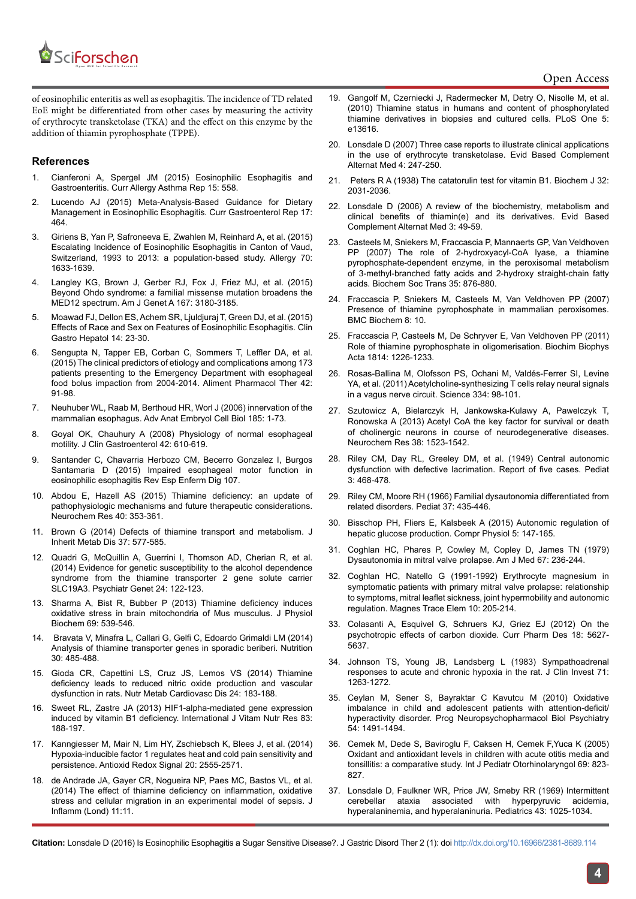of eosinophilic enteritis as well as esophagitis. The incidence of TD related EoE might be differentiated from other cases by measuring the activity of erythrocyte transketolase (TKA) and the effect on this enzyme by the addition of thiamin pyrophosphate (TPPE).

## References

1. Cianferoni A, Spergel JM (2015) Eosinophilic Esophagitis and Gastroenteritis. Curr Allergy Asthma Rep 15: 558.
2. Lucendo AJ (2015) Meta-Analysis-Based Guidance for Dietary Management in Eosinophilic Esophagitis. Curr Gastroenterol Rep 17: 464.
3. Giriens B, Yan P, Safroneeva E, Zwahlen M, Reinhard A, et al. (2015) Escalating Incidence of Eosinophilic Esophagitis in Canton of Vaud, Switzerland, 1993 to 2013: a population-based study. Allergy 70: 1633-1639.
4. Langley KG, Brown J, Gerber RJ, Fox J, Friez MJ, et al. (2015) Beyond Ohdo syndrome: a familial missense mutation broadens the MED12 spectrum. Am J Genet A 167: 3180-3185.
5. Moawad FJ, Dellon ES, Achem SR, Ljuldjuraj T, Green DJ, et al. (2015) Effects of Race and Sex on Features of Eosinophilic Esophagitis. Clin Gastro Hepatol 14: 23-30.
6. Sengupta N, Tapper EB, Corban C, Sommers T, Leffler DA, et al. (2015) The clinical predictors of etiology and complications among 173 patients presenting to the Emergency Department with esophageal food bolus impaction from 2004-2014. Aliment Pharmacol Ther 42: 91-98.
7. Neuhuber WL, Raab M, Berthoud HR, Worl J (2006) innervation of the mammalian esophagus. Adv Anat Embryol Cell Biol 185: 1-73.
8. Goyal OK, Chauhury A (2008) Physiology of normal esophageal motility. J Clin Gastroenterol 42: 610-619.
9. Santander C, Chavarria Herbozo CM, Becerro Gonzalez I, Burgos Santamaria D (2015) Impaired esophageal motor function in eosinophilic esophagitis Rev Esp Enferm Dig 107.
10. Abdou E, Hazell AS (2015) Thiamine deficiency: an update of pathophysiologic mechanisms and future therapeutic considerations. Neurochem Res 40: 353-361.
11. Brown G (2014) Defects of thiamine transport and metabolism. J Inherit Metab Dis 37: 577-585.
12. Quadri G, McQuillin A, Guerrini I, Thomson AD, Cherian R, et al. (2014) Evidence for genetic susceptibility to the alcohol dependence syndrome from the thiamine transporter 2 gene solute carrier SLC19A3. Psychiatr Genet 24: 122-123.
13. Sharma A, Bist R, Bubber P (2013) Thiamine deficiency induces oxidative stress in brain mitochondria of Mus musculus. J Physiol Biochem 69: 539-546.
14. Bravata V, Minafra L, Callari G, Gelfi C, Edoardo Grimaldi LM (2014) Analysis of thiamine transporter genes in sporadic beriberi. Nutrition 30: 485-488.
15. Gioda CR, Capettini LS, Cruz JS, Lemos VS (2014) Thiamine deficiency leads to reduced nitric oxide production and vascular dysfunction in rats. Nutr Metab Cardiovasc Dis 24: 183-188.
16. Sweet RL, Zastre JA (2013) HIF1-alpha-mediated gene expression induced by vitamin B1 deficiency. International J Vitam Nutr Res 83: 188-197.
17. Kanngiesser M, Mair N, Lim HY, Zschiebsch K, Blees J, et al. (2014) Hypoxia-inducible factor 1 regulates heat and cold pain sensitivity and persistence. Antioxid Redox Signal 20: 2555-2571.
18. de Andrade JA, Gayer CR, Nogueira NP, Paes MC, Bastos VL, et al. (2014) The effect of thiamine deficiency on inflammation, oxidative stress and cellular migration in an experimental model of sepsis. J Inflamm (Lond) 11:11.
19. Gangolf M, Czerniecki J, Radermecker M, Detry O, Nisolle M, et al. (2010) Thiamine status in humans and content of phosphorylated thiamine derivatives in biopsies and cultured cells. PLoS One 5: e13616.
20. Lonsdale D (2007) Three case reports to illustrate clinical applications in the use of erythrocyte transketolase. Evid Based Complement Alternat Med 4: 247-250.
21. Peters R A (1938) The catatorulin test for vitamin B1. Biochem J 32: 2031-2036.
22. Lonsdale D (2006) A review of the biochemistry, metabolism and clinical benefits of thiamin(e) and its derivatives. Evid Based Complement Alternat Med 3: 49-59.
23. Casteels M, Sniekers M, Fraccascia P, Mannaerts GP, Van Veldhoven PP (2007) The role of 2-hydroxyacyl-CoA lyase, a thiamine pyrophosphate-dependent enzyme, in the peroxisomal metabolism of 3-methyl-branched fatty acids and 2-hydroxy straight-chain fatty acids. Biochem Soc Trans 35: 876-880.
24. Fraccascia P, Sniekers M, Casteels M, Van Veldhoven PP (2007) Presence of thiamine pyrophosphate in mammalian peroxisomes. BMC Biochem 8: 10.
25. Fraccascia P, Casteels M, De Schryver E, Van Veldhoven PP (2011) Role of thiamine pyrophosphate in oligomerisation. Biochim Biophys Acta 1814: 1226-1233.
26. Rosas-Ballina M, Olofsson PS, Ochani M, Valdés-Ferrer SI, Levine YA, et al. (2011) Acetylcholine-synthesizing T cells relay neural signals in a vagus nerve circuit. Science 334: 98-101.
27. Szutowicz A, Bielarczyk H, Jankowska-Kulawy A, Pawelczyk T, Ronowska A (2013) Acetyl CoA the key factor for survival or death of cholinergic neurons in course of neurodegenerative diseases. Neurochem Res 38: 1523-1542.
28. Riley CM, Day RL, Greeley DM, et al. (1949) Central autonomic dysfunction with defective lacrimation. Report of five cases. Pediat 3: 468-478.
29. Riley CM, Moore RH (1966) Familial dysautonomia differentiated from related disorders. Pediat 37: 435-446.
30. Bisschop PH, Fliers E, Kalsbeek A (2015) Autonomic regulation of hepatic glucose production. Compr Physiol 5: 147-165.
31. Coghlan HC, Phares P, Cowley M, Copley D, James TN (1979) Dysautonomia in mitral valve prolapse. Am J Med 67: 236-244.
32. Coghlan HC, Natello G (1991-1992) Erythrocyte magnesium in symptomatic patients with primary mitral valve prolapse: relationship to symptoms, mitral leaflet sickness, joint hypermobility and autonomic regulation. Magnes Trace Elem 10: 205-214.
33. Colasanti A, Esquivel G, Schruers KJ, Griez EJ (2012) On the psychotropic effects of carbon dioxide. Curr Pharm Des 18: 5627-5637.
34. Johnson TS, Young JB, Landsberg L (1983) Sympathoadrenal responses to acute and chronic hypoxia in the rat. J Clin Invest 71: 1263-1272.
35. Ceylan M, Sener S, Bayraktar C Kavutcu M (2010) Oxidative imbalance in child and adolescent patients with attention-deficit/hyperactivity disorder. Prog Neuropsychopharmacol Biol Psychiatry 54: 1491-1494.
36. Cemek M, Dede S, Baviroglu F, Caksen H, Cemek F,Yuca K (2005) Oxidant and antioxidant levels in children with acute otitis media and tonsillitis: a comparative study. Int J Pediatr Otorhinolaryngol 69: 823-827.
37. Lonsdale D, Faulkner WR, Price JW, Smeby RR (1969) Intermittent cerebellar ataxia associated with hyperpyruvic acidemia, hyperalaninemia, and hyperalaninuria. Pediatrics 43: 1025-1034.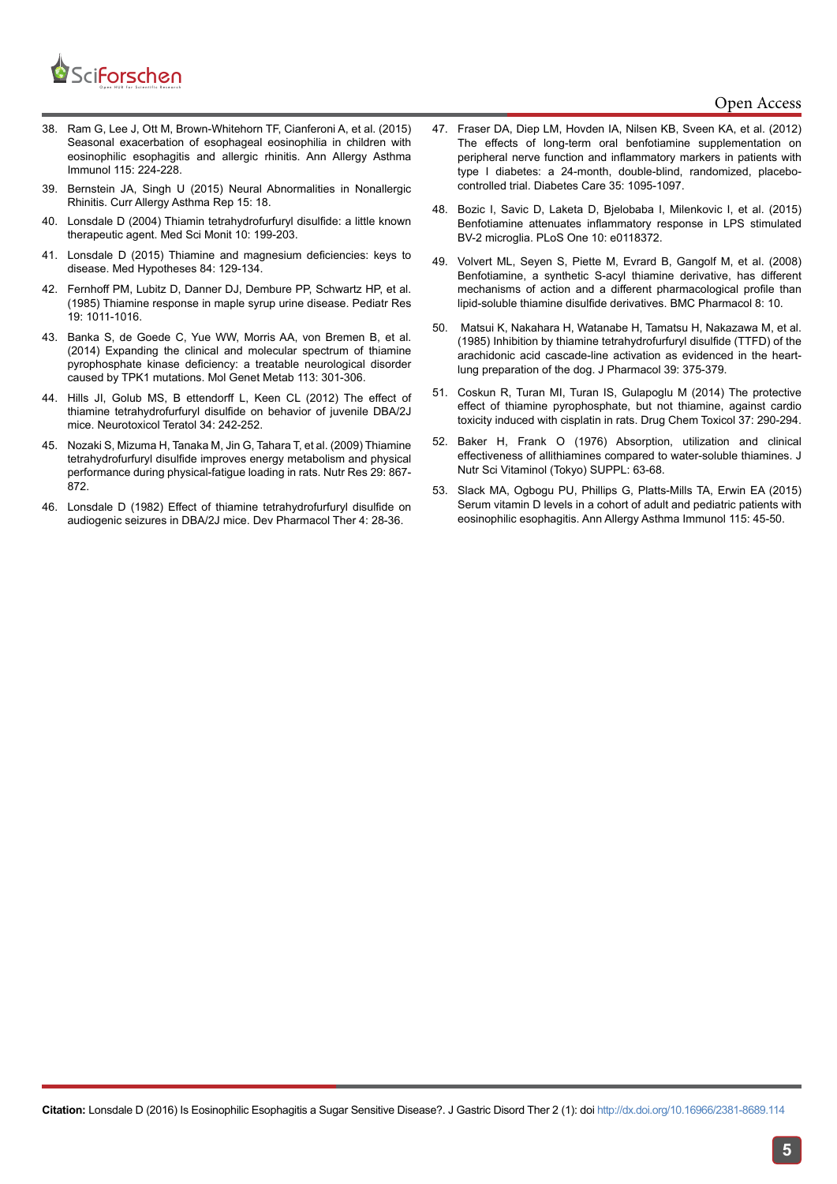38. Ram G, Lee J, Ott M, Brown-Whitehorn TF, Cianferoni A, et al. (2015) Seasonal exacerbation of esophageal eosinophilia in children with eosinophilic esophagitis and allergic rhinitis. Ann Allergy Asthma Immunol 115: 224-228.
39. Bernstein JA, Singh U (2015) Neural Abnormalities in Nonallergic Rhinitis. Curr Allergy Asthma Rep 15: 18.
40. Lonsdale D (2004) Thiamin tetrahydrofurfuryl disulfide: a little known therapeutic agent. Med Sci Monit 10: 199-203.
41. Lonsdale D (2015) Thiamine and magnesium deficiencies: keys to disease. Med Hypotheses 84: 129-134.
42. Fernhoff PM, Lubitz D, Danner DJ, Dembure PP, Schwartz HP, et al. (1985) Thiamine response in maple syrup urine disease. Pediatr Res 19: 1011-1016.
43. Banka S, de Goede C, Yue WW, Morris AA, von Bremen B, et al. (2014) Expanding the clinical and molecular spectrum of thiamine pyrophosphate kinase deficiency: a treatable neurological disorder caused by TPK1 mutations. Mol Genet Metab 113: 301-306.
44. Hills JI, Golub MS, B ettendorff L, Keen CL (2012) The effect of thiamine tetrahydrofurfuryl disulfide on behavior of juvenile DBA/2J mice. Neurotoxicol Teratol 34: 242-252.
45. Nozaki S, Mizuma H, Tanaka M, Jin G, Tahara T, et al. (2009) Thiamine tetrahydrofurfuryl disulfide improves energy metabolism and physical performance during physical-fatigue loading in rats. Nutr Res 29: 867-872.
46. Lonsdale D (1982) Effect of thiamine tetrahydrofurfuryl disulfide on audiogenic seizures in DBA/2J mice. Dev Pharmacol Ther 4: 28-36.
47. Fraser DA, Diep LM, Hovden IA, Nilsen KB, Sveen KA, et al. (2012) The effects of long-term oral benfotiamine supplementation on peripheral nerve function and inflammatory markers in patients with type I diabetes: a 24-month, double-blind, randomized, placebo-controlled trial. Diabetes Care 35: 1095-1097.
48. Bozic I, Savic D, Laketa D, Bjelobaba I, Milenkovic I, et al. (2015) Benfotiamine attenuates inflammatory response in LPS stimulated BV-2 microglia. PLoS One 10: e0118372.
49. Volvert ML, Seyen S, Piette M, Evrard B, Gangolf M, et al. (2008) Benfotiamine, a synthetic S-acyl thiamine derivative, has different mechanisms of action and a different pharmacological profile than lipid-soluble thiamine disulfide derivatives. BMC Pharmacol 8: 10.
50. Matsui K, Nakahara H, Watanabe H, Tamatsu H, Nakazawa M, et al. (1985) Inhibition by thiamine tetrahydrofurfuryl disulfide (TTFD) of the arachidonic acid cascade-line activation as evidenced in the heart-lung preparation of the dog. J Pharmacol 39: 375-379.
51. Coskun R, Turan MI, Turan IS, Gulapoglu M (2014) The protective effect of thiamine pyrophosphate, but not thiamine, against cardio toxicity induced with cisplatin in rats. Drug Chem Toxicol 37: 290-294.
52. Baker H, Frank O (1976) Absorption, utilization and clinical effectiveness of allithiamines compared to water-soluble thiamines. J Nutr Sci Vitaminol (Tokyo) SUPPL: 63-68.
53. Slack MA, Ogbogu PU, Phillips G, Platts-Mills TA, Erwin EA (2015) Serum vitamin D levels in a cohort of adult and pediatric patients with eosinophilic esophagitis. Ann Allergy Asthma Immunol 115: 45-50.